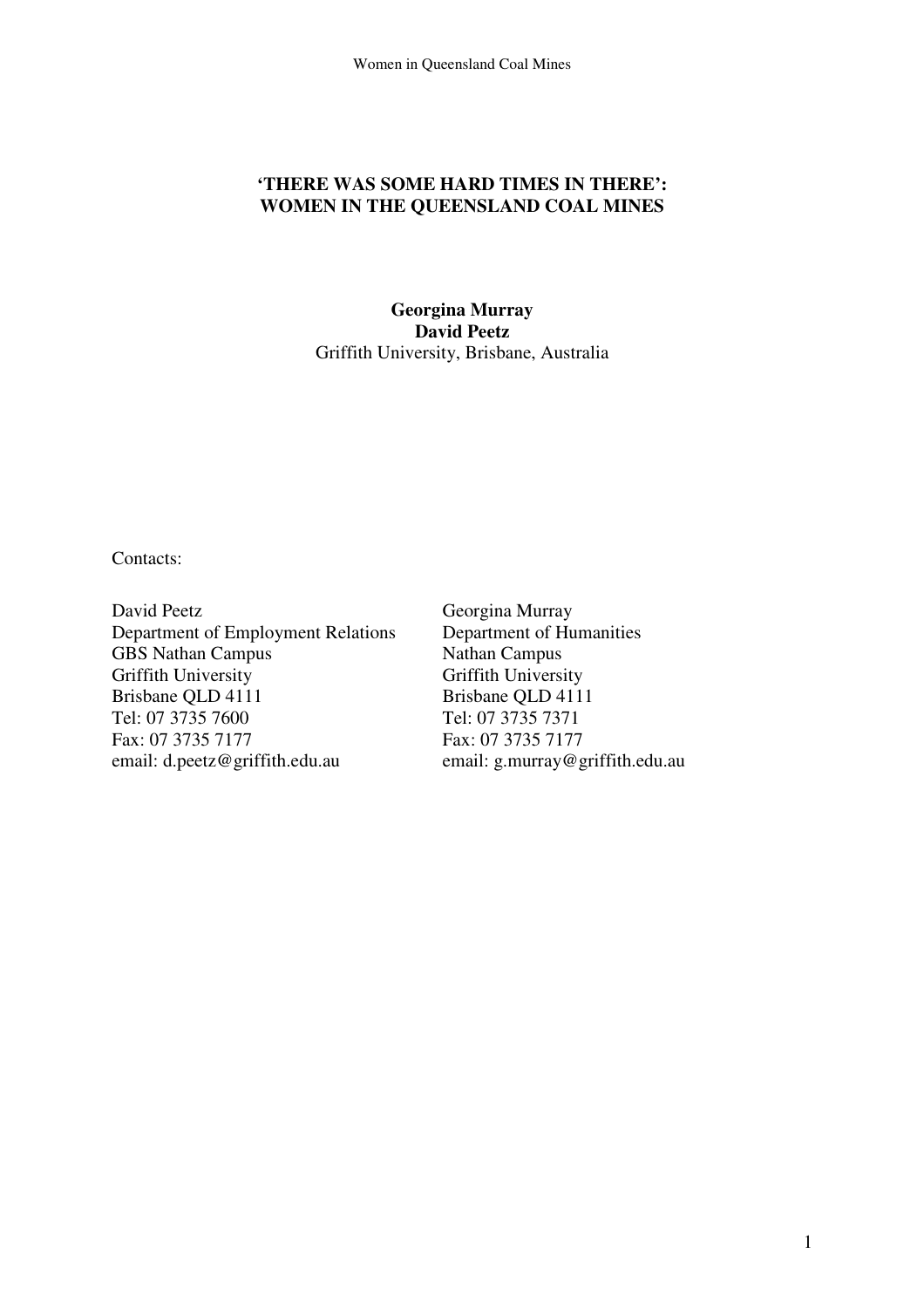# 'THERE WAS SOME HARD TIMES IN THERE': WOMEN IN THE QUEENSLAND COAL MINES

**Georgina Murray**
**David Peetz**
Griffith University, Brisbane, Australia

Contacts:

David Peetz
Department of Employment Relations
GBS Nathan Campus
Griffith University
Brisbane QLD 4111
Tel: 07 3735 7600
Fax: 07 3735 7177
email: d.peetz@griffith.edu.au

Georgina Murray
Department of Humanities
Nathan Campus
Griffith University
Brisbane QLD 4111
Tel: 07 3735 7371
Fax: 07 3735 7177
email: g.murray@griffith.edu.au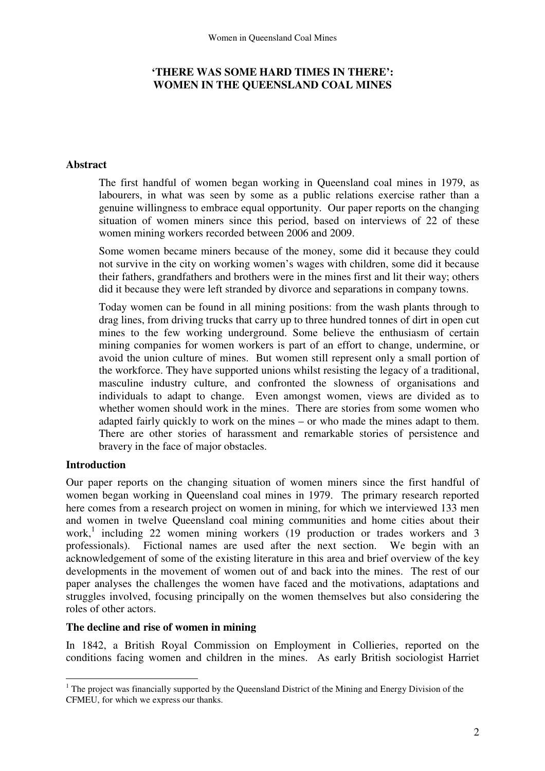## 'THERE WAS SOME HARD TIMES IN THERE': WOMEN IN THE QUEENSLAND COAL MINES

### Abstract

The first handful of women began working in Queensland coal mines in 1979, as labourers, in what was seen by some as a public relations exercise rather than a genuine willingness to embrace equal opportunity. Our paper reports on the changing situation of women miners since this period, based on interviews of 22 of these women mining workers recorded between 2006 and 2009.

Some women became miners because of the money, some did it because they could not survive in the city on working women's wages with children, some did it because their fathers, grandfathers and brothers were in the mines first and lit their way; others did it because they were left stranded by divorce and separations in company towns.

Today women can be found in all mining positions: from the wash plants through to drag lines, from driving trucks that carry up to three hundred tonnes of dirt in open cut mines to the few working underground. Some believe the enthusiasm of certain mining companies for women workers is part of an effort to change, undermine, or avoid the union culture of mines. But women still represent only a small portion of the workforce. They have supported unions whilst resisting the legacy of a traditional, masculine industry culture, and confronted the slowness of organisations and individuals to adapt to change. Even amongst women, views are divided as to whether women should work in the mines. There are stories from some women who adapted fairly quickly to work on the mines – or who made the mines adapt to them. There are other stories of harassment and remarkable stories of persistence and bravery in the face of major obstacles.

### Introduction

Our paper reports on the changing situation of women miners since the first handful of women began working in Queensland coal mines in 1979. The primary research reported here comes from a research project on women in mining, for which we interviewed 133 men and women in twelve Queensland coal mining communities and home cities about their work,[1] including 22 women mining workers (19 production or trades workers and 3 professionals). Fictional names are used after the next section. We begin with an acknowledgement of some of the existing literature in this area and brief overview of the key developments in the movement of women out of and back into the mines. The rest of our paper analyses the challenges the women have faced and the motivations, adaptations and struggles involved, focusing principally on the women themselves but also considering the roles of other actors.

### The decline and rise of women in mining

In 1842, a British Royal Commission on Employment in Collieries, reported on the conditions facing women and children in the mines. As early British sociologist Harriet

[1] The project was financially supported by the Queensland District of the Mining and Energy Division of the CFMEU, for which we express our thanks.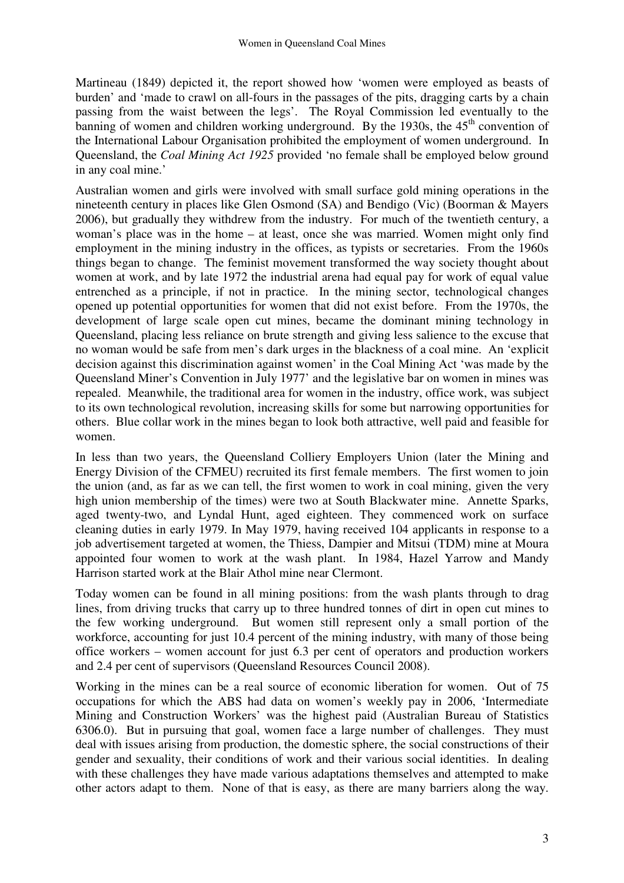Martineau (1849) depicted it, the report showed how 'women were employed as beasts of burden' and 'made to crawl on all-fours in the passages of the pits, dragging carts by a chain passing from the waist between the legs'. The Royal Commission led eventually to the banning of women and children working underground. By the 1930s, the 45th convention of the International Labour Organisation prohibited the employment of women underground. In Queensland, the *Coal Mining Act 1925* provided 'no female shall be employed below ground in any coal mine.'

Australian women and girls were involved with small surface gold mining operations in the nineteenth century in places like Glen Osmond (SA) and Bendigo (Vic) (Boorman & Mayers 2006), but gradually they withdrew from the industry. For much of the twentieth century, a woman's place was in the home – at least, once she was married. Women might only find employment in the mining industry in the offices, as typists or secretaries. From the 1960s things began to change. The feminist movement transformed the way society thought about women at work, and by late 1972 the industrial arena had equal pay for work of equal value entrenched as a principle, if not in practice. In the mining sector, technological changes opened up potential opportunities for women that did not exist before. From the 1970s, the development of large scale open cut mines, became the dominant mining technology in Queensland, placing less reliance on brute strength and giving less salience to the excuse that no woman would be safe from men's dark urges in the blackness of a coal mine. An 'explicit decision against this discrimination against women' in the Coal Mining Act 'was made by the Queensland Miner's Convention in July 1977' and the legislative bar on women in mines was repealed. Meanwhile, the traditional area for women in the industry, office work, was subject to its own technological revolution, increasing skills for some but narrowing opportunities for others. Blue collar work in the mines began to look both attractive, well paid and feasible for women.

In less than two years, the Queensland Colliery Employers Union (later the Mining and Energy Division of the CFMEU) recruited its first female members. The first women to join the union (and, as far as we can tell, the first women to work in coal mining, given the very high union membership of the times) were two at South Blackwater mine. Annette Sparks, aged twenty-two, and Lyndal Hunt, aged eighteen. They commenced work on surface cleaning duties in early 1979. In May 1979, having received 104 applicants in response to a job advertisement targeted at women, the Thiess, Dampier and Mitsui (TDM) mine at Moura appointed four women to work at the wash plant. In 1984, Hazel Yarrow and Mandy Harrison started work at the Blair Athol mine near Clermont.

Today women can be found in all mining positions: from the wash plants through to drag lines, from driving trucks that carry up to three hundred tonnes of dirt in open cut mines to the few working underground. But women still represent only a small portion of the workforce, accounting for just 10.4 percent of the mining industry, with many of those being office workers – women account for just 6.3 per cent of operators and production workers and 2.4 per cent of supervisors (Queensland Resources Council 2008).

Working in the mines can be a real source of economic liberation for women. Out of 75 occupations for which the ABS had data on women's weekly pay in 2006, 'Intermediate Mining and Construction Workers' was the highest paid (Australian Bureau of Statistics 6306.0). But in pursuing that goal, women face a large number of challenges. They must deal with issues arising from production, the domestic sphere, the social constructions of their gender and sexuality, their conditions of work and their various social identities. In dealing with these challenges they have made various adaptations themselves and attempted to make other actors adapt to them. None of that is easy, as there are many barriers along the way.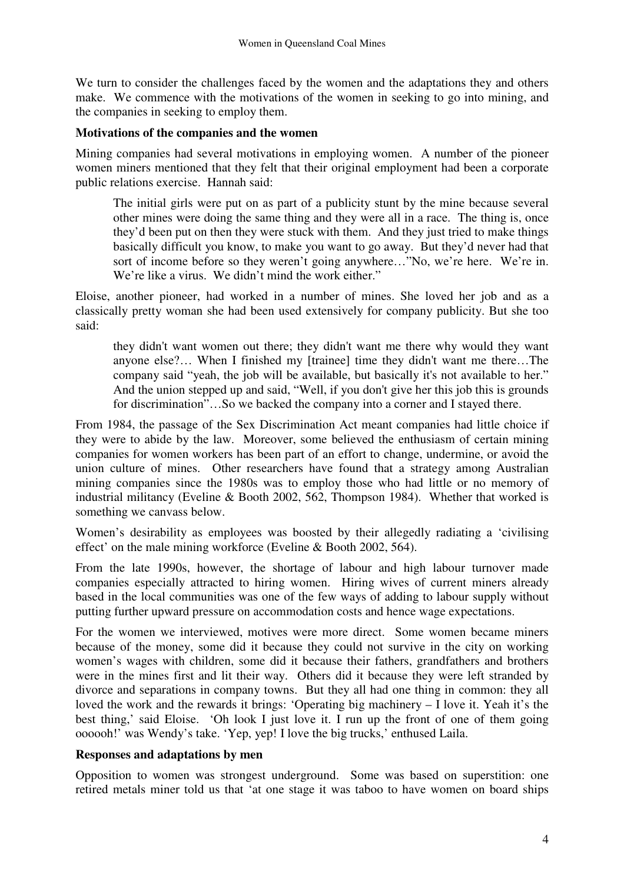We turn to consider the challenges faced by the women and the adaptations they and others make. We commence with the motivations of the women in seeking to go into mining, and the companies in seeking to employ them.

**Motivations of the companies and the women**

Mining companies had several motivations in employing women. A number of the pioneer women miners mentioned that they felt that their original employment had been a corporate public relations exercise. Hannah said:

> The initial girls were put on as part of a publicity stunt by the mine because several other mines were doing the same thing and they were all in a race. The thing is, once they'd been put on then they were stuck with them. And they just tried to make things basically difficult you know, to make you want to go away. But they'd never had that sort of income before so they weren't going anywhere…"No, we're here. We're in. We're like a virus. We didn't mind the work either."

Eloise, another pioneer, had worked in a number of mines. She loved her job and as a classically pretty woman she had been used extensively for company publicity. But she too said:

> they didn't want women out there; they didn't want me there why would they want anyone else?… When I finished my [trainee] time they didn't want me there…The company said "yeah, the job will be available, but basically it's not available to her." And the union stepped up and said, "Well, if you don't give her this job this is grounds for discrimination"…So we backed the company into a corner and I stayed there.

From 1984, the passage of the Sex Discrimination Act meant companies had little choice if they were to abide by the law. Moreover, some believed the enthusiasm of certain mining companies for women workers has been part of an effort to change, undermine, or avoid the union culture of mines. Other researchers have found that a strategy among Australian mining companies since the 1980s was to employ those who had little or no memory of industrial militancy (Eveline & Booth 2002, 562, Thompson 1984). Whether that worked is something we canvass below.

Women's desirability as employees was boosted by their allegedly radiating a 'civilising effect' on the male mining workforce (Eveline & Booth 2002, 564).

From the late 1990s, however, the shortage of labour and high labour turnover made companies especially attracted to hiring women. Hiring wives of current miners already based in the local communities was one of the few ways of adding to labour supply without putting further upward pressure on accommodation costs and hence wage expectations.

For the women we interviewed, motives were more direct. Some women became miners because of the money, some did it because they could not survive in the city on working women's wages with children, some did it because their fathers, grandfathers and brothers were in the mines first and lit their way. Others did it because they were left stranded by divorce and separations in company towns. But they all had one thing in common: they all loved the work and the rewards it brings: 'Operating big machinery – I love it. Yeah it's the best thing,' said Eloise. 'Oh look I just love it. I run up the front of one of them going oooooh!' was Wendy's take. 'Yep, yep! I love the big trucks,' enthused Laila.

**Responses and adaptations by men**

Opposition to women was strongest underground. Some was based on superstition: one retired metals miner told us that 'at one stage it was taboo to have women on board ships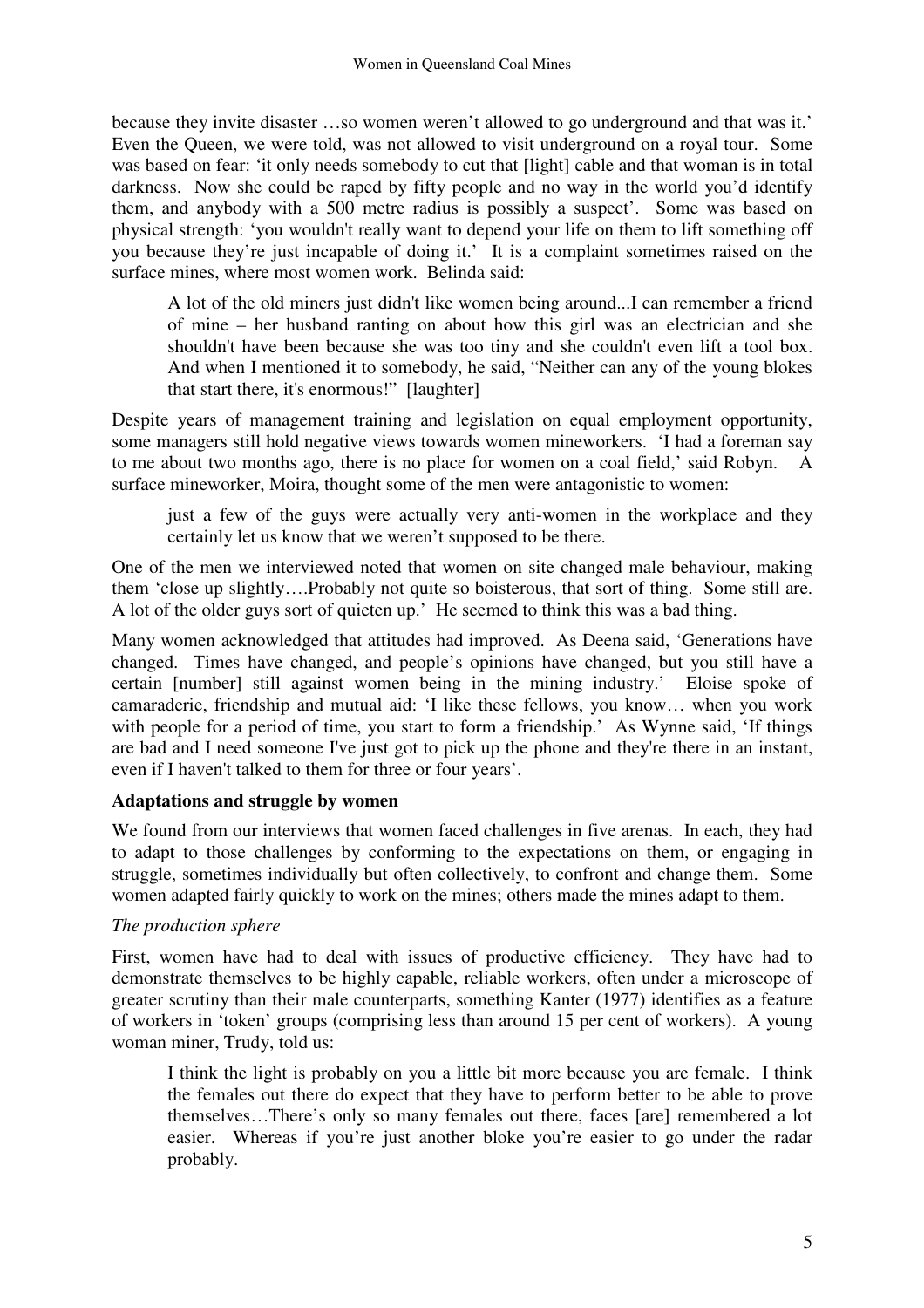because they invite disaster …so women weren't allowed to go underground and that was it.' Even the Queen, we were told, was not allowed to visit underground on a royal tour. Some was based on fear: 'it only needs somebody to cut that [light] cable and that woman is in total darkness. Now she could be raped by fifty people and no way in the world you'd identify them, and anybody with a 500 metre radius is possibly a suspect'. Some was based on physical strength: 'you wouldn't really want to depend your life on them to lift something off you because they're just incapable of doing it.' It is a complaint sometimes raised on the surface mines, where most women work. Belinda said:

> A lot of the old miners just didn't like women being around...I can remember a friend of mine – her husband ranting on about how this girl was an electrician and she shouldn't have been because she was too tiny and she couldn't even lift a tool box. And when I mentioned it to somebody, he said, "Neither can any of the young blokes that start there, it's enormous!" [laughter]

Despite years of management training and legislation on equal employment opportunity, some managers still hold negative views towards women mineworkers. 'I had a foreman say to me about two months ago, there is no place for women on a coal field,' said Robyn. A surface mineworker, Moira, thought some of the men were antagonistic to women:

> just a few of the guys were actually very anti-women in the workplace and they certainly let us know that we weren't supposed to be there.

One of the men we interviewed noted that women on site changed male behaviour, making them 'close up slightly….Probably not quite so boisterous, that sort of thing. Some still are. A lot of the older guys sort of quieten up.' He seemed to think this was a bad thing.

Many women acknowledged that attitudes had improved. As Deena said, 'Generations have changed. Times have changed, and people's opinions have changed, but you still have a certain [number] still against women being in the mining industry.' Eloise spoke of camaraderie, friendship and mutual aid: 'I like these fellows, you know… when you work with people for a period of time, you start to form a friendship.' As Wynne said, 'If things are bad and I need someone I've just got to pick up the phone and they're there in an instant, even if I haven't talked to them for three or four years'.

**Adaptations and struggle by women**

We found from our interviews that women faced challenges in five arenas. In each, they had to adapt to those challenges by conforming to the expectations on them, or engaging in struggle, sometimes individually but often collectively, to confront and change them. Some women adapted fairly quickly to work on the mines; others made the mines adapt to them.

*The production sphere*

First, women have had to deal with issues of productive efficiency. They have had to demonstrate themselves to be highly capable, reliable workers, often under a microscope of greater scrutiny than their male counterparts, something Kanter (1977) identifies as a feature of workers in 'token' groups (comprising less than around 15 per cent of workers). A young woman miner, Trudy, told us:

> I think the light is probably on you a little bit more because you are female. I think the females out there do expect that they have to perform better to be able to prove themselves…There's only so many females out there, faces [are] remembered a lot easier. Whereas if you're just another bloke you're easier to go under the radar probably.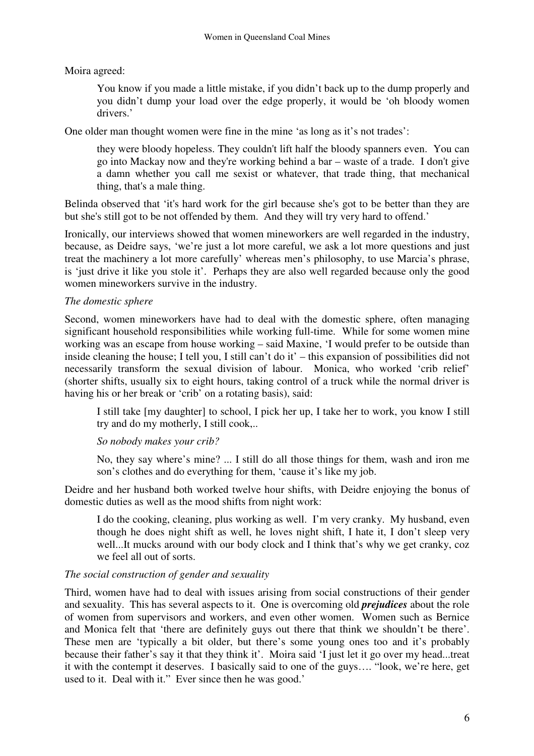Moira agreed:

> You know if you made a little mistake, if you didn't back up to the dump properly and you didn't dump your load over the edge properly, it would be 'oh bloody women drivers.'

One older man thought women were fine in the mine 'as long as it's not trades':

> they were bloody hopeless. They couldn't lift half the bloody spanners even. You can go into Mackay now and they're working behind a bar – waste of a trade. I don't give a damn whether you call me sexist or whatever, that trade thing, that mechanical thing, that's a male thing.

Belinda observed that 'it's hard work for the girl because she's got to be better than they are but she's still got to be not offended by them. And they will try very hard to offend.'

Ironically, our interviews showed that women mineworkers are well regarded in the industry, because, as Deidre says, 'we're just a lot more careful, we ask a lot more questions and just treat the machinery a lot more carefully' whereas men's philosophy, to use Marcia's phrase, is 'just drive it like you stole it'. Perhaps they are also well regarded because only the good women mineworkers survive in the industry.

*The domestic sphere*

Second, women mineworkers have had to deal with the domestic sphere, often managing significant household responsibilities while working full-time. While for some women mine working was an escape from house working – said Maxine, 'I would prefer to be outside than inside cleaning the house; I tell you, I still can't do it' – this expansion of possibilities did not necessarily transform the sexual division of labour. Monica, who worked 'crib relief' (shorter shifts, usually six to eight hours, taking control of a truck while the normal driver is having his or her break or 'crib' on a rotating basis), said:

> I still take [my daughter] to school, I pick her up, I take her to work, you know I still try and do my motherly, I still cook,..
>
> *So nobody makes your crib?*
>
> No, they say where's mine? ... I still do all those things for them, wash and iron me son's clothes and do everything for them, 'cause it's like my job.

Deidre and her husband both worked twelve hour shifts, with Deidre enjoying the bonus of domestic duties as well as the mood shifts from night work:

> I do the cooking, cleaning, plus working as well. I'm very cranky. My husband, even though he does night shift as well, he loves night shift, I hate it, I don't sleep very well...It mucks around with our body clock and I think that's why we get cranky, coz we feel all out of sorts.

*The social construction of gender and sexuality*

Third, women have had to deal with issues arising from social constructions of their gender and sexuality. This has several aspects to it. One is overcoming old ***prejudices*** about the role of women from supervisors and workers, and even other women. Women such as Bernice and Monica felt that 'there are definitely guys out there that think we shouldn't be there'. These men are 'typically a bit older, but there's some young ones too and it's probably because their father's say it that they think it'. Moira said 'I just let it go over my head...treat it with the contempt it deserves. I basically said to one of the guys…. "look, we're here, get used to it. Deal with it." Ever since then he was good.'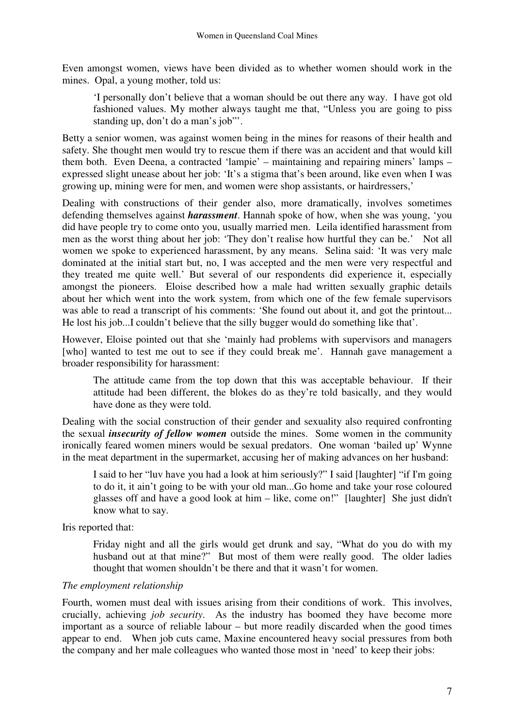Even amongst women, views have been divided as to whether women should work in the mines. Opal, a young mother, told us:

> 'I personally don't believe that a woman should be out there any way. I have got old fashioned values. My mother always taught me that, "Unless you are going to piss standing up, don't do a man's job"'.

Betty a senior women, was against women being in the mines for reasons of their health and safety. She thought men would try to rescue them if there was an accident and that would kill them both. Even Deena, a contracted 'lampie' – maintaining and repairing miners' lamps – expressed slight unease about her job: 'It's a stigma that's been around, like even when I was growing up, mining were for men, and women were shop assistants, or hairdressers,'

Dealing with constructions of their gender also, more dramatically, involves sometimes defending themselves against ***harassment***. Hannah spoke of how, when she was young, 'you did have people try to come onto you, usually married men. Leila identified harassment from men as the worst thing about her job: 'They don't realise how hurtful they can be.' Not all women we spoke to experienced harassment, by any means. Selina said: 'It was very male dominated at the initial start but, no, I was accepted and the men were very respectful and they treated me quite well.' But several of our respondents did experience it, especially amongst the pioneers. Eloise described how a male had written sexually graphic details about her which went into the work system, from which one of the few female supervisors was able to read a transcript of his comments: 'She found out about it, and got the printout... He lost his job...I couldn't believe that the silly bugger would do something like that'.

However, Eloise pointed out that she 'mainly had problems with supervisors and managers [who] wanted to test me out to see if they could break me'. Hannah gave management a broader responsibility for harassment:

> The attitude came from the top down that this was acceptable behaviour. If their attitude had been different, the blokes do as they're told basically, and they would have done as they were told.

Dealing with the social construction of their gender and sexuality also required confronting the sexual ***insecurity of fellow women*** outside the mines. Some women in the community ironically feared women miners would be sexual predators. One woman 'bailed up' Wynne in the meat department in the supermarket, accusing her of making advances on her husband:

> I said to her "luv have you had a look at him seriously?" I said [laughter] "if I'm going to do it, it ain't going to be with your old man...Go home and take your rose coloured glasses off and have a good look at him – like, come on!" [laughter] She just didn't know what to say.

Iris reported that:

> Friday night and all the girls would get drunk and say, "What do you do with my husband out at that mine?" But most of them were really good. The older ladies thought that women shouldn't be there and that it wasn't for women.

*The employment relationship*

Fourth, women must deal with issues arising from their conditions of work. This involves, crucially, achieving *job security*. As the industry has boomed they have become more important as a source of reliable labour – but more readily discarded when the good times appear to end. When job cuts came, Maxine encountered heavy social pressures from both the company and her male colleagues who wanted those most in 'need' to keep their jobs: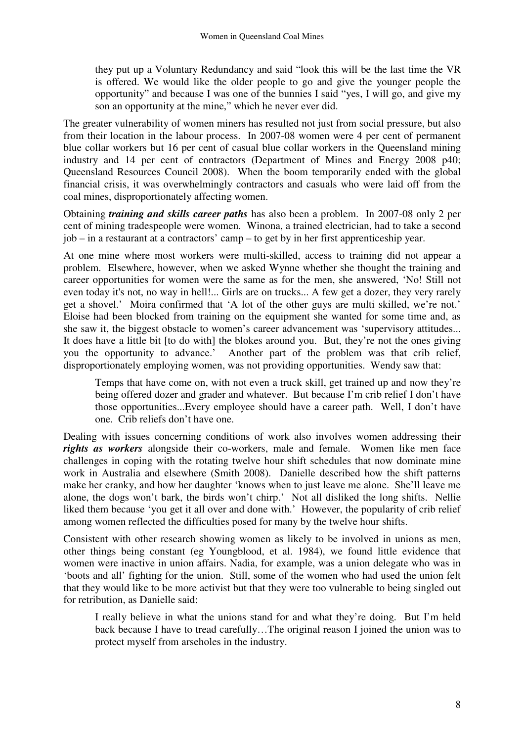> they put up a Voluntary Redundancy and said "look this will be the last time the VR is offered. We would like the older people to go and give the younger people the opportunity" and because I was one of the bunnies I said "yes, I will go, and give my son an opportunity at the mine," which he never ever did.

The greater vulnerability of women miners has resulted not just from social pressure, but also from their location in the labour process. In 2007-08 women were 4 per cent of permanent blue collar workers but 16 per cent of casual blue collar workers in the Queensland mining industry and 14 per cent of contractors (Department of Mines and Energy 2008 p40; Queensland Resources Council 2008). When the boom temporarily ended with the global financial crisis, it was overwhelmingly contractors and casuals who were laid off from the coal mines, disproportionately affecting women.

Obtaining ***training and skills career paths*** has also been a problem. In 2007-08 only 2 per cent of mining tradespeople were women. Winona, a trained electrician, had to take a second job – in a restaurant at a contractors' camp – to get by in her first apprenticeship year.

At one mine where most workers were multi-skilled, access to training did not appear a problem. Elsewhere, however, when we asked Wynne whether she thought the training and career opportunities for women were the same as for the men, she answered, 'No! Still not even today it's not, no way in hell!... Girls are on trucks... A few get a dozer, they very rarely get a shovel.' Moira confirmed that 'A lot of the other guys are multi skilled, we're not.' Eloise had been blocked from training on the equipment she wanted for some time and, as she saw it, the biggest obstacle to women's career advancement was 'supervisory attitudes... It does have a little bit [to do with] the blokes around you. But, they're not the ones giving you the opportunity to advance.' Another part of the problem was that crib relief, disproportionately employing women, was not providing opportunities. Wendy saw that:

> Temps that have come on, with not even a truck skill, get trained up and now they're being offered dozer and grader and whatever. But because I'm crib relief I don't have those opportunities...Every employee should have a career path. Well, I don't have one. Crib reliefs don't have one.

Dealing with issues concerning conditions of work also involves women addressing their ***rights as workers*** alongside their co-workers, male and female. Women like men face challenges in coping with the rotating twelve hour shift schedules that now dominate mine work in Australia and elsewhere (Smith 2008). Danielle described how the shift patterns make her cranky, and how her daughter 'knows when to just leave me alone. She'll leave me alone, the dogs won't bark, the birds won't chirp.' Not all disliked the long shifts. Nellie liked them because 'you get it all over and done with.' However, the popularity of crib relief among women reflected the difficulties posed for many by the twelve hour shifts.

Consistent with other research showing women as likely to be involved in unions as men, other things being constant (eg Youngblood, et al. 1984), we found little evidence that women were inactive in union affairs. Nadia, for example, was a union delegate who was in 'boots and all' fighting for the union. Still, some of the women who had used the union felt that they would like to be more activist but that they were too vulnerable to being singled out for retribution, as Danielle said:

> I really believe in what the unions stand for and what they're doing. But I'm held back because I have to tread carefully…The original reason I joined the union was to protect myself from arseholes in the industry.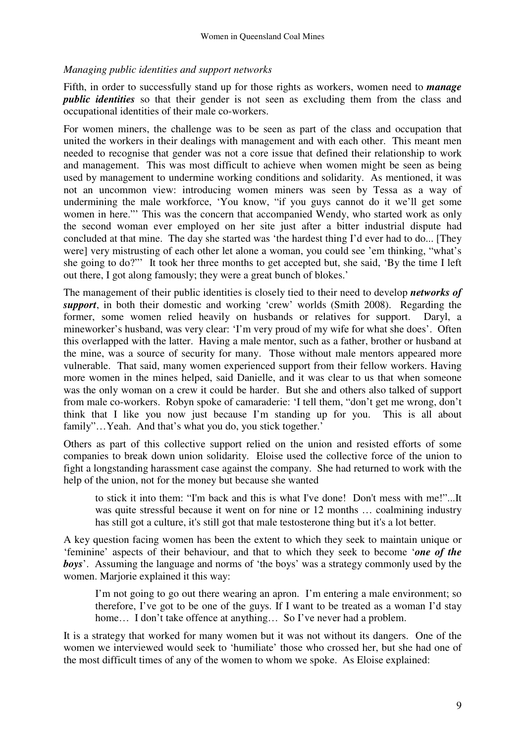*Managing public identities and support networks*

Fifth, in order to successfully stand up for those rights as workers, women need to ***manage public identities*** so that their gender is not seen as excluding them from the class and occupational identities of their male co-workers.

For women miners, the challenge was to be seen as part of the class and occupation that united the workers in their dealings with management and with each other. This meant men needed to recognise that gender was not a core issue that defined their relationship to work and management. This was most difficult to achieve when women might be seen as being used by management to undermine working conditions and solidarity. As mentioned, it was not an uncommon view: introducing women miners was seen by Tessa as a way of undermining the male workforce, 'You know, "if you guys cannot do it we'll get some women in here."' This was the concern that accompanied Wendy, who started work as only the second woman ever employed on her site just after a bitter industrial dispute had concluded at that mine. The day she started was 'the hardest thing I'd ever had to do... [They were] very mistrusting of each other let alone a woman, you could see 'em thinking, "what's she going to do?"' It took her three months to get accepted but, she said, 'By the time I left out there, I got along famously; they were a great bunch of blokes.'

The management of their public identities is closely tied to their need to develop ***networks of support***, in both their domestic and working 'crew' worlds (Smith 2008). Regarding the former, some women relied heavily on husbands or relatives for support. Daryl, a mineworker's husband, was very clear: 'I'm very proud of my wife for what she does'. Often this overlapped with the latter. Having a male mentor, such as a father, brother or husband at the mine, was a source of security for many. Those without male mentors appeared more vulnerable. That said, many women experienced support from their fellow workers. Having more women in the mines helped, said Danielle, and it was clear to us that when someone was the only woman on a crew it could be harder. But she and others also talked of support from male co-workers. Robyn spoke of camaraderie: 'I tell them, "don't get me wrong, don't think that I like you now just because I'm standing up for you. This is all about family"…Yeah. And that's what you do, you stick together.'

Others as part of this collective support relied on the union and resisted efforts of some companies to break down union solidarity. Eloise used the collective force of the union to fight a longstanding harassment case against the company. She had returned to work with the help of the union, not for the money but because she wanted

> to stick it into them: "I'm back and this is what I've done! Don't mess with me!"...It was quite stressful because it went on for nine or 12 months … coalmining industry has still got a culture, it's still got that male testosterone thing but it's a lot better.

A key question facing women has been the extent to which they seek to maintain unique or 'feminine' aspects of their behaviour, and that to which they seek to become '***one of the boys***'. Assuming the language and norms of 'the boys' was a strategy commonly used by the women. Marjorie explained it this way:

> I'm not going to go out there wearing an apron. I'm entering a male environment; so therefore, I've got to be one of the guys. If I want to be treated as a woman I'd stay home… I don't take offence at anything… So I've never had a problem.

It is a strategy that worked for many women but it was not without its dangers. One of the women we interviewed would seek to 'humiliate' those who crossed her, but she had one of the most difficult times of any of the women to whom we spoke. As Eloise explained: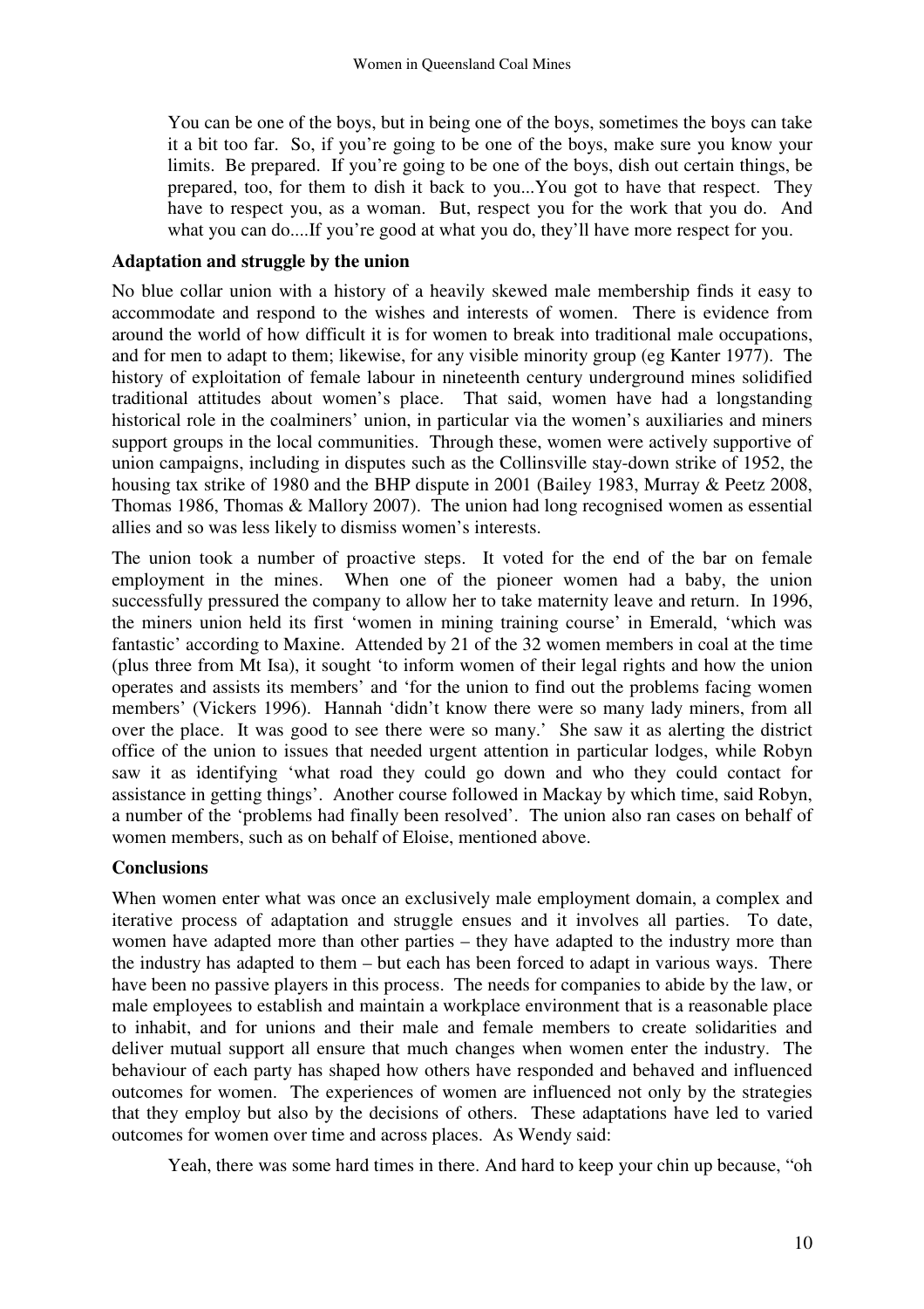> You can be one of the boys, but in being one of the boys, sometimes the boys can take it a bit too far. So, if you're going to be one of the boys, make sure you know your limits. Be prepared. If you're going to be one of the boys, dish out certain things, be prepared, too, for them to dish it back to you...You got to have that respect. They have to respect you, as a woman. But, respect you for the work that you do. And what you can do....If you're good at what you do, they'll have more respect for you.

**Adaptation and struggle by the union**

No blue collar union with a history of a heavily skewed male membership finds it easy to accommodate and respond to the wishes and interests of women. There is evidence from around the world of how difficult it is for women to break into traditional male occupations, and for men to adapt to them; likewise, for any visible minority group (eg Kanter 1977). The history of exploitation of female labour in nineteenth century underground mines solidified traditional attitudes about women's place. That said, women have had a longstanding historical role in the coalminers' union, in particular via the women's auxiliaries and miners support groups in the local communities. Through these, women were actively supportive of union campaigns, including in disputes such as the Collinsville stay-down strike of 1952, the housing tax strike of 1980 and the BHP dispute in 2001 (Bailey 1983, Murray & Peetz 2008, Thomas 1986, Thomas & Mallory 2007). The union had long recognised women as essential allies and so was less likely to dismiss women's interests.

The union took a number of proactive steps. It voted for the end of the bar on female employment in the mines. When one of the pioneer women had a baby, the union successfully pressured the company to allow her to take maternity leave and return. In 1996, the miners union held its first 'women in mining training course' in Emerald, 'which was fantastic' according to Maxine. Attended by 21 of the 32 women members in coal at the time (plus three from Mt Isa), it sought 'to inform women of their legal rights and how the union operates and assists its members' and 'for the union to find out the problems facing women members' (Vickers 1996). Hannah 'didn't know there were so many lady miners, from all over the place. It was good to see there were so many.' She saw it as alerting the district office of the union to issues that needed urgent attention in particular lodges, while Robyn saw it as identifying 'what road they could go down and who they could contact for assistance in getting things'. Another course followed in Mackay by which time, said Robyn, a number of the 'problems had finally been resolved'. The union also ran cases on behalf of women members, such as on behalf of Eloise, mentioned above.

**Conclusions**

When women enter what was once an exclusively male employment domain, a complex and iterative process of adaptation and struggle ensues and it involves all parties. To date, women have adapted more than other parties – they have adapted to the industry more than the industry has adapted to them – but each has been forced to adapt in various ways. There have been no passive players in this process. The needs for companies to abide by the law, or male employees to establish and maintain a workplace environment that is a reasonable place to inhabit, and for unions and their male and female members to create solidarities and deliver mutual support all ensure that much changes when women enter the industry. The behaviour of each party has shaped how others have responded and behaved and influenced outcomes for women. The experiences of women are influenced not only by the strategies that they employ but also by the decisions of others. These adaptations have led to varied outcomes for women over time and across places. As Wendy said:

> Yeah, there was some hard times in there. And hard to keep your chin up because, "oh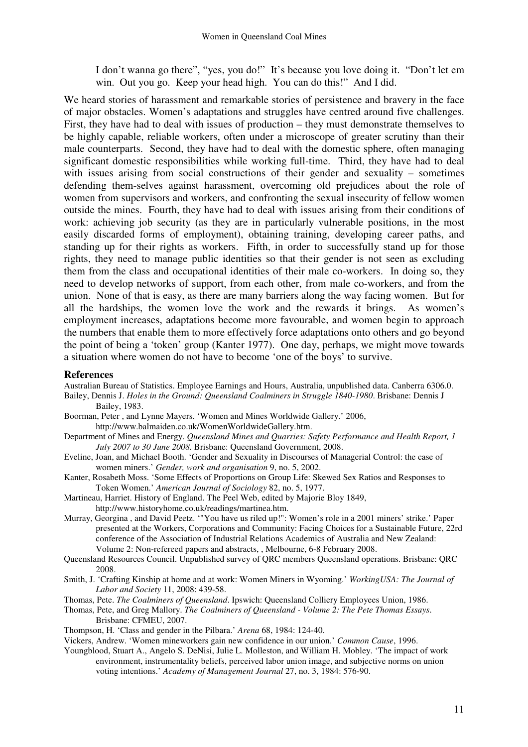I don't wanna go there", "yes, you do!" It's because you love doing it. "Don't let em win. Out you go. Keep your head high. You can do this!" And I did.

We heard stories of harassment and remarkable stories of persistence and bravery in the face of major obstacles. Women's adaptations and struggles have centred around five challenges. First, they have had to deal with issues of production – they must demonstrate themselves to be highly capable, reliable workers, often under a microscope of greater scrutiny than their male counterparts. Second, they have had to deal with the domestic sphere, often managing significant domestic responsibilities while working full-time. Third, they have had to deal with issues arising from social constructions of their gender and sexuality – sometimes defending them-selves against harassment, overcoming old prejudices about the role of women from supervisors and workers, and confronting the sexual insecurity of fellow women outside the mines. Fourth, they have had to deal with issues arising from their conditions of work: achieving job security (as they are in particularly vulnerable positions, in the most easily discarded forms of employment), obtaining training, developing career paths, and standing up for their rights as workers. Fifth, in order to successfully stand up for those rights, they need to manage public identities so that their gender is not seen as excluding them from the class and occupational identities of their male co-workers. In doing so, they need to develop networks of support, from each other, from male co-workers, and from the union. None of that is easy, as there are many barriers along the way facing women. But for all the hardships, the women love the work and the rewards it brings. As women's employment increases, adaptations become more favourable, and women begin to approach the numbers that enable them to more effectively force adaptations onto others and go beyond the point of being a 'token' group (Kanter 1977). One day, perhaps, we might move towards a situation where women do not have to become 'one of the boys' to survive.

## References

Australian Bureau of Statistics. Employee Earnings and Hours, Australia, unpublished data. Canberra 6306.0.

Bailey, Dennis J. *Holes in the Ground: Queensland Coalminers in Struggle 1840-1980*. Brisbane: Dennis J Bailey, 1983.

Boorman, Peter , and Lynne Mayers. 'Women and Mines Worldwide Gallery.' 2006, http://www.balmaiden.co.uk/WomenWorldwideGallery.htm.

Department of Mines and Energy. *Queensland Mines and Quarries: Safety Performance and Health Report, 1 July 2007 to 30 June 2008.* Brisbane: Queensland Government, 2008.

Eveline, Joan, and Michael Booth. 'Gender and Sexuality in Discourses of Managerial Control: the case of women miners.' *Gender, work and organisation* 9, no. 5, 2002.

Kanter, Rosabeth Moss. 'Some Effects of Proportions on Group Life: Skewed Sex Ratios and Responses to Token Women.' *American Journal of Sociology* 82, no. 5, 1977.

Martineau, Harriet. History of England. The Peel Web, edited by Majorie Bloy 1849, http://www.historyhome.co.uk/readings/martinea.htm.

Murray, Georgina , and David Peetz. '"You have us riled up!": Women's role in a 2001 miners' strike.' Paper presented at the Workers, Corporations and Community: Facing Choices for a Sustainable Future, 22rd conference of the Association of Industrial Relations Academics of Australia and New Zealand: Volume 2: Non-refereed papers and abstracts, , Melbourne, 6-8 February 2008.

Queensland Resources Council. Unpublished survey of QRC members Queensland operations. Brisbane: QRC 2008.

Smith, J. 'Crafting Kinship at home and at work: Women Miners in Wyoming.' *WorkingUSA: The Journal of Labor and Society* 11, 2008: 439-58.

Thomas, Pete. *The Coalminers of Queensland*. Ipswich: Queensland Colliery Employees Union, 1986.

Thomas, Pete, and Greg Mallory. *The Coalminers of Queensland - Volume 2: The Pete Thomas Essays*. Brisbane: CFMEU, 2007.

Thompson, H. 'Class and gender in the Pilbara.' *Arena* 68, 1984: 124-40.

Vickers, Andrew. 'Women mineworkers gain new confidence in our union.' *Common Cause*, 1996.

Youngblood, Stuart A., Angelo S. DeNisi, Julie L. Molleston, and William H. Mobley. 'The impact of work environment, instrumentality beliefs, perceived labor union image, and subjective norms on union voting intentions.' *Academy of Management Journal* 27, no. 3, 1984: 576-90.